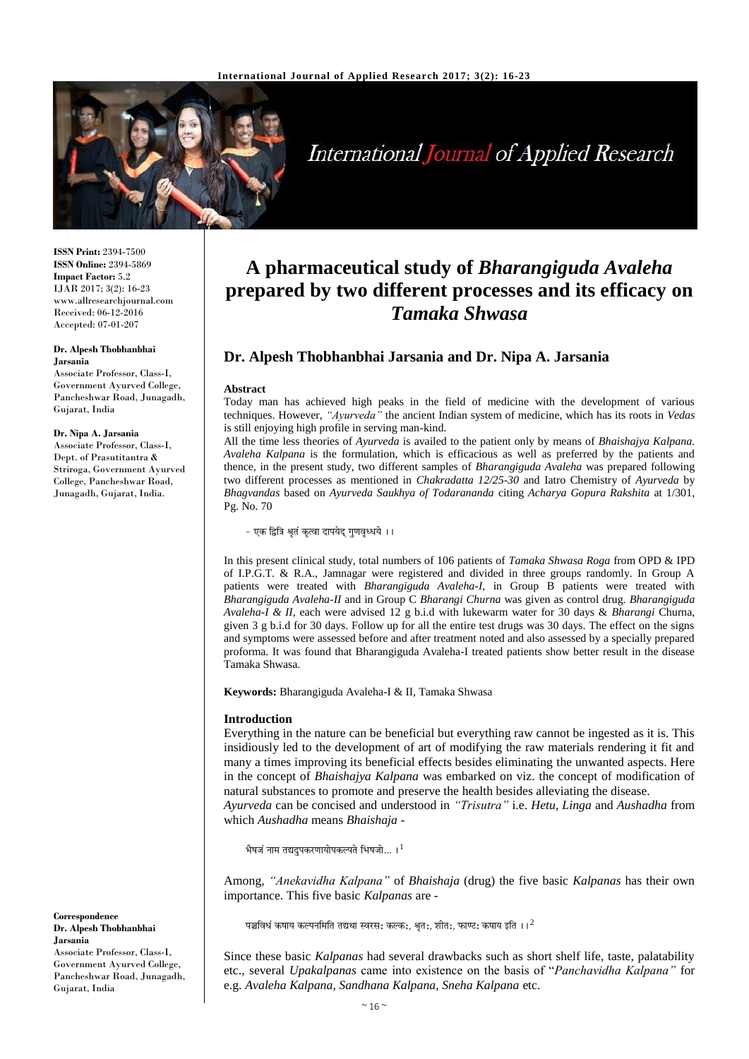**ISSN Print:** 2394-7500
**ISSN Online:** 2394-5869
**Impact Factor:** 5.2
IJAR 2017; 3(2): 16-23
www.allresearchjournal.com
Received: 06-12-2016
Accepted: 07-01-2017

**Dr. Alpesh Thobhanbhai Jarsania**
Associate Professor, Class-I, Government Ayurved College, Pancheshwar Road, Junagadh, Gujarat, India

**Dr. Nipa A. Jarsania**
Associate Professor, Class-I, Dept. of Prasutitantra & Striroga, Government Ayurved College, Pancheshwar Road, Junagadh, Gujarat, India.

**Correspondence**
**Dr. Alpesh Thobhanbhai Jarsania**
Associate Professor, Class-I, Government Ayurved College, Pancheshwar Road, Junagadh, Gujarat, India

# A pharmaceutical study of *Bharangiguda Avaleha* prepared by two different processes and its efficacy on *Tamaka Shwasa*

## Dr. Alpesh Thobhanbhai Jarsania and Dr. Nipa A. Jarsania

### Abstract

Today man has achieved high peaks in the field of medicine with the development of various techniques. However, *"Ayurveda"* the ancient Indian system of medicine, which has its roots in *Vedas* is still enjoying high profile in serving man-kind.

All the time less theories of *Ayurveda* is availed to the patient only by means of *Bhaishajya Kalpana. Avaleha Kalpana* is the formulation, which is efficacious as well as preferred by the patients and thence, in the present study, two different samples of *Bharangiguda Avaleha* was prepared following two different processes as mentioned in *Chakradatta 12/25-30* and Iatro Chemistry of *Ayurveda* by *Bhagvandas* based on *Ayurveda Saukhya of Todarananda* citing *Acharya Gopura Rakshita* at 1/301, Pg. No. 70

– एक द्वित्रि श्रृतं कृत्वा दापयेद् गुणवृध्धये ।।

In this present clinical study, total numbers of 106 patients of *Tamaka Shwasa Roga* from OPD & IPD of I.P.G.T. & R.A., Jamnagar were registered and divided in three groups randomly. In Group A patients were treated with *Bharangiguda Avaleha-I*, in Group B patients were treated with *Bharangiguda Avaleha-II* and in Group C *Bharangi Churna* was given as control drug. *Bharangiguda Avaleha-I & II*, each were advised 12 g b.i.d with lukewarm water for 30 days & *Bharangi* Churna, given 3 g b.i.d for 30 days. Follow up for all the entire test drugs was 30 days. The effect on the signs and symptoms were assessed before and after treatment noted and also assessed by a specially prepared proforma. It was found that Bharangiguda Avaleha-I treated patients show better result in the disease Tamaka Shwasa.

**Keywords:** Bharangiguda Avaleha-I & II, Tamaka Shwasa

### Introduction

Everything in the nature can be beneficial but everything raw cannot be ingested as it is. This insidiously led to the development of art of modifying the raw materials rendering it fit and many a times improving its beneficial effects besides eliminating the unwanted aspects. Here in the concept of *Bhaishajya Kalpana* was embarked on viz. the concept of modification of natural substances to promote and preserve the health besides alleviating the disease.

*Ayurveda* can be concised and understood in *"Trisutra"* i.e. *Hetu, Linga* and *Aushadha* from which *Aushadha* means *Bhaishaja* -

भैषजं नाम तद्यदुपकरणायोपकल्पते भिषजो... ।[1]

Among, *"Anekavidha Kalpana"* of *Bhaishaja* (drug) the five basic *Kalpanas* has their own importance. This five basic *Kalpanas* are -

पञ्चविधं कषाय कल्पनमिति तद्यथा स्वरस: कल्क:, श्रृत:, शीत:, फाण्ट: कषाय इति ।।[2]

Since these basic *Kalpanas* had several drawbacks such as short shelf life, taste, palatability etc., several *Upakalpanas* came into existence on the basis of "*Panchavidha Kalpana"* for e.g. *Avaleha Kalpana, Sandhana Kalpana, Sneha Kalpana* etc.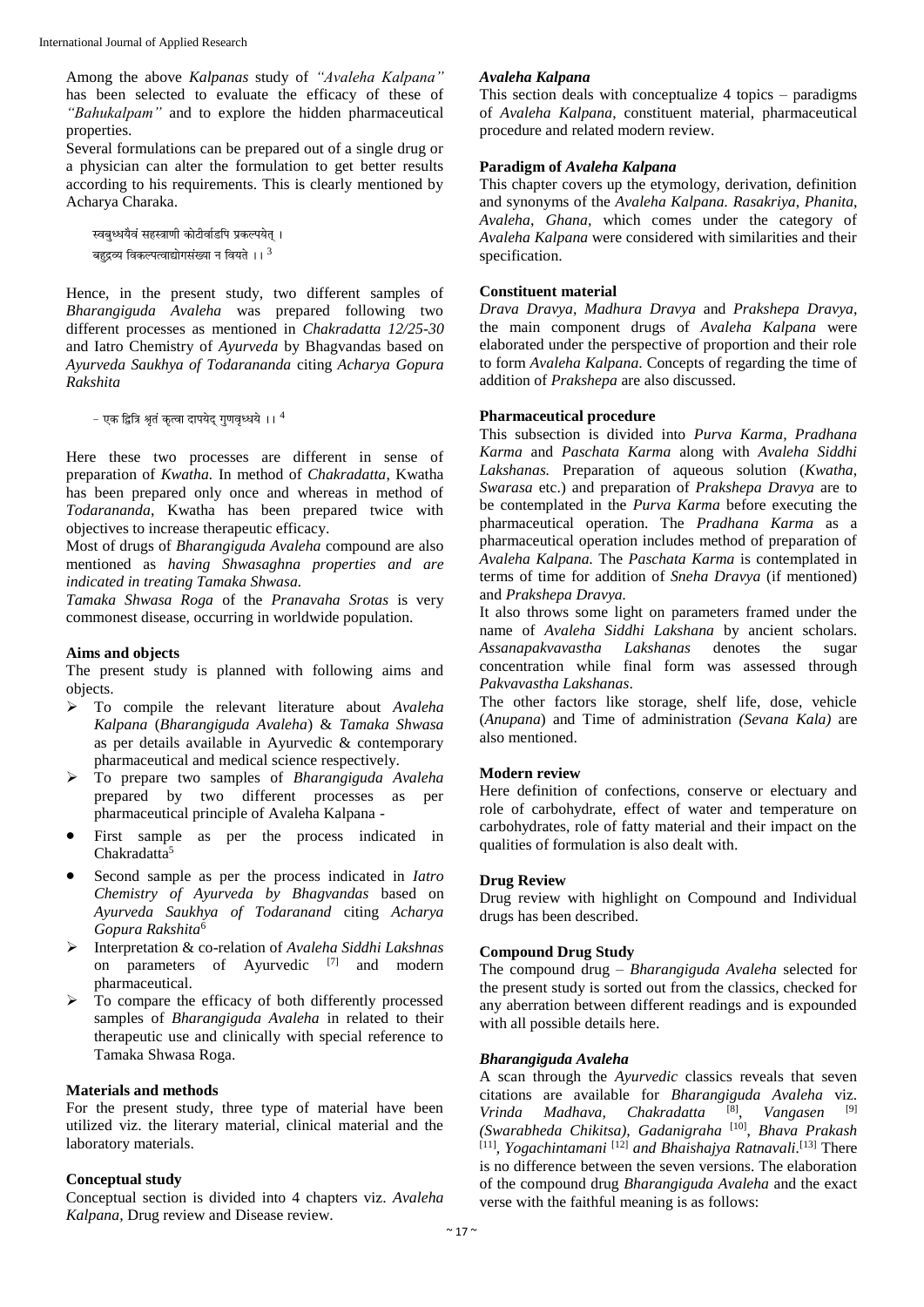Among the above *Kalpanas* study of *"Avaleha Kalpana"* has been selected to evaluate the efficacy of these of *"Bahukalpam"* and to explore the hidden pharmaceutical properties.

Several formulations can be prepared out of a single drug or a physician can alter the formulation to get better results according to his requirements. This is clearly mentioned by Acharya Charaka.

स्वबुध्यैवं सहस्त्राणी कोटीर्वाडपि प्रकल्पयेत् ।
बहुद्रव्य विकल्पत्वाद्योगसंख्या न विद्यते ।। [3]

Hence, in the present study, two different samples of *Bharangiguda Avaleha* was prepared following two different processes as mentioned in *Chakradatta 12/25-30* and Iatro Chemistry of *Ayurveda* by Bhagvandas based on *Ayurveda Saukhya of Todarananda* citing *Acharya Gopura Rakshita*

– एक द्वित्रि श्रृतं कृत्वा दापयेद् गुणवृध्दये ।। [4]

Here these two processes are different in sense of preparation of *Kwatha*. In method of *Chakradatta*, Kwatha has been prepared only once and whereas in method of *Todarananda*, Kwatha has been prepared twice with objectives to increase therapeutic efficacy.

Most of drugs of *Bharangiguda Avaleha* compound are also mentioned as *having Shwasaghna properties and are indicated in treating Tamaka Shwasa.*

*Tamaka Shwasa Roga* of the *Pranavaha Srotas* is very commonest disease, occurring in worldwide population.

### Aims and objects

The present study is planned with following aims and objects.

- To compile the relevant literature about *Avaleha Kalpana* (*Bharangiguda Avaleha*) & *Tamaka Shwasa* as per details available in Ayurvedic & contemporary pharmaceutical and medical science respectively.
- To prepare two samples of *Bharangiguda Avaleha* prepared by two different processes as per pharmaceutical principle of Avaleha Kalpana -
  - First sample as per the process indicated in Chakradatta[5]
  - Second sample as per the process indicated in *Iatro Chemistry of Ayurveda by Bhagvandas* based on *Ayurveda Saukhya of Todaranand* citing *Acharya Gopura Rakshita*[6]
- Interpretation & co-relation of *Avaleha Siddhi Lakshnas* on parameters of Ayurvedic [7] and modern pharmaceutical.
- To compare the efficacy of both differently processed samples of *Bharangiguda Avaleha* in related to their therapeutic use and clinically with special reference to Tamaka Shwasa Roga.

### Materials and methods

For the present study, three type of material have been utilized viz. the literary material, clinical material and the laboratory materials.

### Conceptual study

Conceptual section is divided into 4 chapters viz. *Avaleha Kalpana*, Drug review and Disease review.

### *Avaleha Kalpana*

This section deals with conceptualize 4 topics – paradigms of *Avaleha Kalpana*, constituent material, pharmaceutical procedure and related modern review.

### Paradigm of *Avaleha Kalpana*

This chapter covers up the etymology, derivation, definition and synonyms of the *Avaleha Kalpana. Rasakriya*, *Phanita*, *Avaleha*, *Ghana*, which comes under the category of *Avaleha Kalpana* were considered with similarities and their specification.

### Constituent material

*Drava Dravya*, *Madhura Dravya* and *Prakshepa Dravya*, the main component drugs of *Avaleha Kalpana* were elaborated under the perspective of proportion and their role to form *Avaleha Kalpana*. Concepts of regarding the time of addition of *Prakshepa* are also discussed.

### Pharmaceutical procedure

This subsection is divided into *Purva Karma*, *Pradhana Karma* and *Paschata Karma* along with *Avaleha Siddhi Lakshanas.* Preparation of aqueous solution (*Kwatha, Swarasa* etc.) and preparation of *Prakshepa Dravya* are to be contemplated in the *Purva Karma* before executing the pharmaceutical operation. The *Pradhana Karma* as a pharmaceutical operation includes method of preparation of *Avaleha Kalpana.* The *Paschata Karma* is contemplated in terms of time for addition of *Sneha Dravya* (if mentioned) and *Prakshepa Dravya.*

It also throws some light on parameters framed under the name of *Avaleha Siddhi Lakshana* by ancient scholars. *Assanapakvavastha Lakshanas* denotes the sugar concentration while final form was assessed through *Pakvavastha Lakshanas*.

The other factors like storage, shelf life, dose, vehicle (*Anupana*) and Time of administration *(Sevana Kala)* are also mentioned.

### Modern review

Here definition of confections, conserve or electuary and role of carbohydrate, effect of water and temperature on carbohydrates, role of fatty material and their impact on the qualities of formulation is also dealt with.

### Drug Review

Drug review with highlight on Compound and Individual drugs has been described.

### Compound Drug Study

The compound drug – *Bharangiguda Avaleha* selected for the present study is sorted out from the classics, checked for any aberration between different readings and is expounded with all possible details here.

### *Bharangiguda Avaleha*

A scan through the *Ayurvedic* classics reveals that seven citations are available for *Bharangiguda Avaleha* viz. *Vrinda Madhava, Chakradatta* [8], *Vangasen* [9] *(Swarabheda Chikitsa), Gadanigraha* [10], *Bhava Prakash* [11], *Yogachintamani* [12] *and Bhaishajya Ratnavali*.[13] There is no difference between the seven versions. The elaboration of the compound drug *Bharangiguda Avaleha* and the exact verse with the faithful meaning is as follows: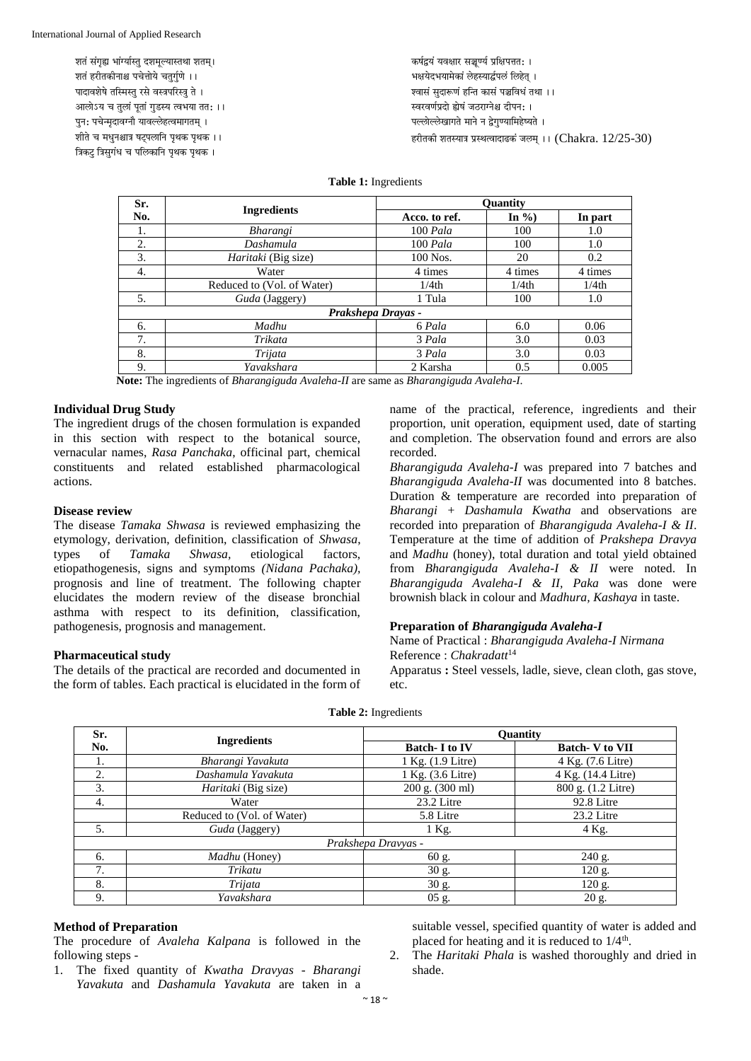शतं संगृह्य भांर्ग्यास्तु दशमूल्यास्तथा शतम्।
शतं हरीतकीनाश्च पचेत्तोये चतुर्गुणे ।।
पादावशेषे तस्मिस्तु रसे वस्त्रपरिस्त्रु ते ।
आलोऽय च तुलां पूतां गुडस्य त्वभया ततः ।।
पुनः पचेन्मृदावग्नौ यावल्लेहत्वमागतम् ।
शीते च मधुनश्चात्र षट्पलानि पृथक पृथक ।।
त्रिकटु त्रिसुगंध च पलिकानि पृथक पृथक ।
कर्षद्वयं यवक्षार सञ्चूर्ण्य प्रक्षिपत्ततः ।
भक्षयेदभयामेकां लेहस्यार्द्धपलं लिहेत् ।
श्वासं सुदारूणं हन्ति कासं पञ्चविधं तथा ।।
स्वरवर्णप्रदो ह्येषं जठराग्नेश्च दीपनः ।
पल्लोल्लेखागते माने न द्वेगुण्यामिहेष्यते ।
हरीतकी शतस्यात्र प्रस्थत्वादाढकं जलम् ।। (Chakra. 12/25-30)

**Table 1:** Ingredients

| Sr. No. | Ingredients | Quantity | | |
|---|---|---|---|---|
| | | Acco. to ref. | In %) | In part |
| 1. | *Bharangi* | 100 *Pala* | 100 | 1.0 |
| 2. | *Dashamula* | 100 *Pala* | 100 | 1.0 |
| 3. | *Haritaki* (Big size) | 100 Nos. | 20 | 0.2 |
| 4. | Water | 4 times | 4 times | 4 times |
| | Reduced to (Vol. of Water) | 1/4th | 1/4th | 1/4th |
| 5. | *Guda* (Jaggery) | 1 Tula | 100 | 1.0 |
| *Prakshepa Drayas -* | | | | |
| 6. | *Madhu* | 6 *Pala* | 6.0 | 0.06 |
| 7. | *Trikata* | 3 *Pala* | 3.0 | 0.03 |
| 8. | *Trijata* | 3 *Pala* | 3.0 | 0.03 |
| 9. | *Yavakshara* | 2 Karsha | 0.5 | 0.005 |

**Note:** The ingredients of *Bharangiguda Avaleha-II* are same as *Bharangiguda Avaleha-I*.

### Individual Drug Study

The ingredient drugs of the chosen formulation is expanded in this section with respect to the botanical source, vernacular names, *Rasa Panchaka*, officinal part, chemical constituents and related established pharmacological actions.

### Disease review

The disease *Tamaka Shwasa* is reviewed emphasizing the etymology, derivation, definition, classification of *Shwasa*, types of *Tamaka Shwasa*, etiological factors, etiopathogenesis, signs and symptoms *(Nidana Pachaka)*, prognosis and line of treatment. The following chapter elucidates the modern review of the disease bronchial asthma with respect to its definition, classification, pathogenesis, prognosis and management.

### Pharmaceutical study

The details of the practical are recorded and documented in the form of tables. Each practical is elucidated in the form of name of the practical, reference, ingredients and their proportion, unit operation, equipment used, date of starting and completion. The observation found and errors are also recorded.

*Bharangiguda Avaleha-I* was prepared into 7 batches and *Bharangiguda Avaleha-II* was documented into 8 batches. Duration & temperature are recorded into preparation of *Bharangi* + *Dashamula Kwatha* and observations are recorded into preparation of *Bharangiguda Avaleha-I & II*. Temperature at the time of addition of *Prakshepa Dravya* and *Madhu* (honey), total duration and total yield obtained from *Bharangiguda Avaleha-I & II* were noted. In *Bharangiguda Avaleha-I & II*, *Paka* was done were brownish black in colour and *Madhura, Kashaya* in taste.

### Preparation of *Bharangiguda Avaleha-I*

Name of Practical : *Bharangiguda Avaleha-I Nirmana*
Reference : *Chakradatt*[14]
Apparatus **:** Steel vessels, ladle, sieve, clean cloth, gas stove, etc.

**Table 2:** Ingredients

| Sr. No. | Ingredients | Quantity | |
|---|---|---|---|
| | | Batch- I to IV | Batch- V to VII |
| 1. | *Bharangi Yavakuta* | 1 Kg. (1.9 Litre) | 4 Kg. (7.6 Litre) |
| 2. | *Dashamula Yavakuta* | 1 Kg. (3.6 Litre) | 4 Kg. (14.4 Litre) |
| 3. | *Haritaki* (Big size) | 200 g. (300 ml) | 800 g. (1.2 Litre) |
| 4. | Water | 23.2 Litre | 92.8 Litre |
| | Reduced to (Vol. of Water) | 5.8 Litre | 23.2 Litre |
| 5. | *Guda* (Jaggery) | 1 Kg. | 4 Kg. |
| *Prakshepa Dravyas -* | | | |
| 6. | *Madhu* (Honey) | 60 g. | 240 g. |
| 7. | *Trikatu* | 30 g. | 120 g. |
| 8. | *Trijata* | 30 g. | 120 g. |
| 9. | *Yavakshara* | 05 g. | 20 g. |

### Method of Preparation

The procedure of *Avaleha Kalpana* is followed in the following steps -

1. The fixed quantity of *Kwatha Dravyas - Bharangi Yavakuta* and *Dashamula Yavakuta* are taken in a suitable vessel, specified quantity of water is added and placed for heating and it is reduced to 1/4th.
2. The *Haritaki Phala* is washed thoroughly and dried in shade.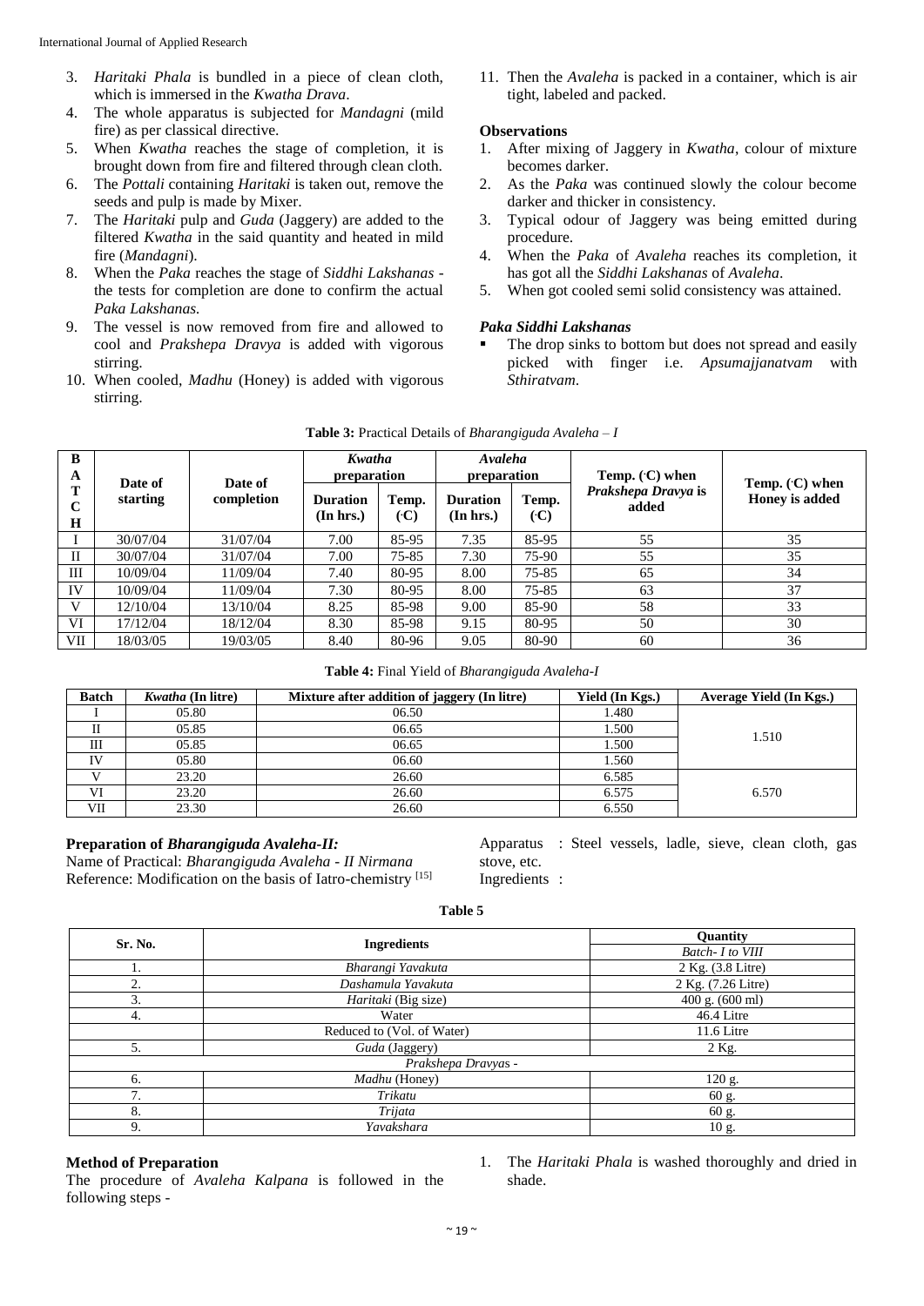3. *Haritaki Phala* is bundled in a piece of clean cloth, which is immersed in the *Kwatha Drava*.
4. The whole apparatus is subjected for *Mandagni* (mild fire) as per classical directive.
5. When *Kwatha* reaches the stage of completion, it is brought down from fire and filtered through clean cloth.
6. The *Pottali* containing *Haritaki* is taken out, remove the seeds and pulp is made by Mixer.
7. The *Haritaki* pulp and *Guda* (Jaggery) are added to the filtered *Kwatha* in the said quantity and heated in mild fire (*Mandagni*).
8. When the *Paka* reaches the stage of *Siddhi Lakshanas* - the tests for completion are done to confirm the actual *Paka Lakshanas.*
9. The vessel is now removed from fire and allowed to cool and *Prakshepa Dravya* is added with vigorous stirring.
10. When cooled, *Madhu* (Honey) is added with vigorous stirring.
11. Then the *Avaleha* is packed in a container, which is air tight, labeled and packed.

### Observations

1. After mixing of Jaggery in *Kwatha*, colour of mixture becomes darker.
2. As the *Paka* was continued slowly the colour become darker and thicker in consistency.
3. Typical odour of Jaggery was being emitted during procedure.
4. When the *Paka* of *Avaleha* reaches its completion, it has got all the *Siddhi Lakshanas* of *Avaleha*.
5. When got cooled semi solid consistency was attained.

### *Paka Siddhi Lakshanas*

- The drop sinks to bottom but does not spread and easily picked with finger i.e. *Apsumajjanatvam* with *Sthiratvam*.

**Table 3:** Practical Details of *Bharangiguda Avaleha – I*

| BATCH | Date of starting | Date of completion | *Kwatha* preparation | | *Avaleha* preparation | | Temp. (°C) when *Prakshepa Dravya* is added | Temp. (°C) when Honey is added |
|---|---|---|---|---|---|---|---|---|
| | | | Duration (In hrs.) | Temp. (°C) | Duration (In hrs.) | Temp. (°C) | | |
| I | 30/07/04 | 31/07/04 | 7.00 | 85-95 | 7.35 | 85-95 | 55 | 35 |
| II | 30/07/04 | 31/07/04 | 7.00 | 75-85 | 7.30 | 75-90 | 55 | 35 |
| III | 10/09/04 | 11/09/04 | 7.40 | 80-95 | 8.00 | 75-85 | 65 | 34 |
| IV | 10/09/04 | 11/09/04 | 7.30 | 80-95 | 8.00 | 75-85 | 63 | 37 |
| V | 12/10/04 | 13/10/04 | 8.25 | 85-98 | 9.00 | 85-90 | 58 | 33 |
| VI | 17/12/04 | 18/12/04 | 8.30 | 85-98 | 9.15 | 80-95 | 50 | 30 |
| VII | 18/03/05 | 19/03/05 | 8.40 | 80-96 | 9.05 | 80-90 | 60 | 36 |

**Table 4:** Final Yield of *Bharangiguda Avaleha-I*

| Batch | *Kwatha* (In litre) | Mixture after addition of jaggery (In litre) | Yield (In Kgs.) | Average Yield (In Kgs.) |
|---|---|---|---|---|
| I | 05.80 | 06.50 | 1.480 | 1.510 |
| II | 05.85 | 06.65 | 1.500 | |
| III | 05.85 | 06.65 | 1.500 | |
| IV | 05.80 | 06.60 | 1.560 | |
| V | 23.20 | 26.60 | 6.585 | 6.570 |
| VI | 23.20 | 26.60 | 6.575 | |
| VII | 23.30 | 26.60 | 6.550 | |

### Preparation of *Bharangiguda Avaleha-II:*

Name of Practical: *Bharangiguda Avaleha - II Nirmana*
Reference: Modification on the basis of Iatro-chemistry [15]

Apparatus : Steel vessels, ladle, sieve, clean cloth, gas stove, etc.
Ingredients :

**Table 5**

| Sr. No. | Ingredients | Quantity |
|---|---|---|
| | | *Batch- I to VIII* |
| 1. | *Bharangi Yavakuta* | 2 Kg. (3.8 Litre) |
| 2. | *Dashamula Yavakuta* | 2 Kg. (7.26 Litre) |
| 3. | *Haritaki* (Big size) | 400 g. (600 ml) |
| 4. | Water | 46.4 Litre |
| | Reduced to (Vol. of Water) | 11.6 Litre |
| 5. | *Guda* (Jaggery) | 2 Kg. |
| | *Prakshepa Dravyas -* | |
| 6. | *Madhu* (Honey) | 120 g. |
| 7. | *Trikatu* | 60 g. |
| 8. | *Trijata* | 60 g. |
| 9. | *Yavakshara* | 10 g. |

### Method of Preparation

The procedure of *Avaleha Kalpana* is followed in the following steps -

1. The *Haritaki Phala* is washed thoroughly and dried in shade.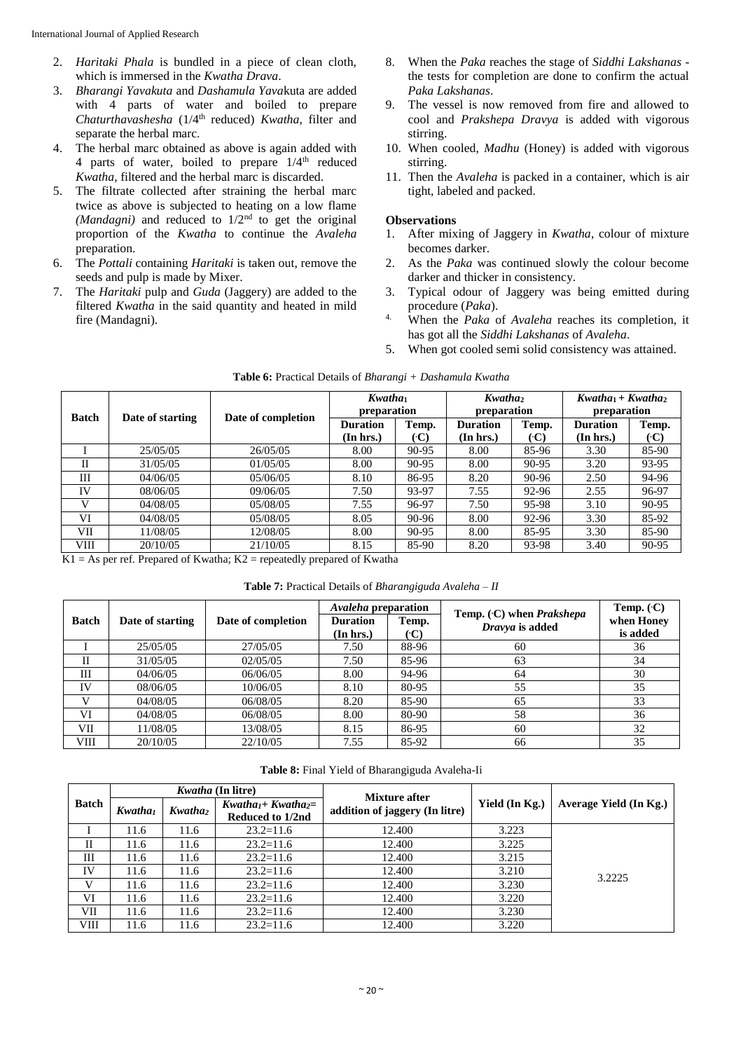2. *Haritaki Phala* is bundled in a piece of clean cloth, which is immersed in the *Kwatha Drava*.
3. *Bharangi Yavakuta* and *Dashamula Yava*kuta are added with 4 parts of water and boiled to prepare *Chaturthavashesha* (1/4th reduced) *Kwatha*, filter and separate the herbal marc.
4. The herbal marc obtained as above is again added with 4 parts of water, boiled to prepare 1/4th reduced *Kwatha*, filtered and the herbal marc is discarded.
5. The filtrate collected after straining the herbal marc twice as above is subjected to heating on a low flame *(Mandagni)* and reduced to 1/2nd to get the original proportion of the *Kwatha* to continue the *Avaleha* preparation.
6. The *Pottali* containing *Haritaki* is taken out, remove the seeds and pulp is made by Mixer.
7. The *Haritaki* pulp and *Guda* (Jaggery) are added to the filtered *Kwatha* in the said quantity and heated in mild fire (Mandagni).
8. When the *Paka* reaches the stage of *Siddhi Lakshanas* - the tests for completion are done to confirm the actual *Paka Lakshanas*.
9. The vessel is now removed from fire and allowed to cool and *Prakshepa Dravya* is added with vigorous stirring.
10. When cooled, *Madhu* (Honey) is added with vigorous stirring.
11. Then the *Avaleha* is packed in a container, which is air tight, labeled and packed.

**Observations**

1. After mixing of Jaggery in *Kwatha*, colour of mixture becomes darker.
2. As the *Paka* was continued slowly the colour become darker and thicker in consistency.
3. Typical odour of Jaggery was being emitted during procedure (*Paka*).
4. When the *Paka* of *Avaleha* reaches its completion, it has got all the *Siddhi Lakshanas* of *Avaleha*.
5. When got cooled semi solid consistency was attained.

**Table 6:** Practical Details of *Bharangi + Dashamula Kwatha*

| Batch | Date of starting | Date of completion | $Kwatha_1$ preparation | | $Kwatha_2$ preparation | | $Kwatha_1 + Kwatha_2$ preparation | |
|---|---|---|---|---|---|---|---|---|
| | | | Duration (In hrs.) | Temp. (·C) | Duration (In hrs.) | Temp. (·C) | Duration (In hrs.) | Temp. (·C) |
| I | 25/05/05 | 26/05/05 | 8.00 | 90-95 | 8.00 | 85-96 | 3.30 | 85-90 |
| II | 31/05/05 | 01/05/05 | 8.00 | 90-95 | 8.00 | 90-95 | 3.20 | 93-95 |
| III | 04/06/05 | 05/06/05 | 8.10 | 86-95 | 8.20 | 90-96 | 2.50 | 94-96 |
| IV | 08/06/05 | 09/06/05 | 7.50 | 93-97 | 7.55 | 92-96 | 2.55 | 96-97 |
| V | 04/08/05 | 05/08/05 | 7.55 | 96-97 | 7.50 | 95-98 | 3.10 | 90-95 |
| VI | 04/08/05 | 05/08/05 | 8.05 | 90-96 | 8.00 | 92-96 | 3.30 | 85-92 |
| VII | 11/08/05 | 12/08/05 | 8.00 | 90-95 | 8.00 | 85-95 | 3.30 | 85-90 |
| VIII | 20/10/05 | 21/10/05 | 8.15 | 85-90 | 8.20 | 93-98 | 3.40 | 90-95 |

K1 = As per ref. Prepared of Kwatha; K2 = repeatedly prepared of Kwatha

**Table 7:** Practical Details of *Bharangiguda Avaleha – II*

| Batch | Date of starting | Date of completion | *Avaleha* preparation | | Temp. (·C) when *Prakshepa Dravya* is added | Temp. (·C) when Honey is added |
|---|---|---|---|---|---|---|
| | | | Duration (In hrs.) | Temp. (·C) | | |
| I | 25/05/05 | 27/05/05 | 7.50 | 88-96 | 60 | 36 |
| II | 31/05/05 | 02/05/05 | 7.50 | 85-96 | 63 | 34 |
| III | 04/06/05 | 06/06/05 | 8.00 | 94-96 | 64 | 30 |
| IV | 08/06/05 | 10/06/05 | 8.10 | 80-95 | 55 | 35 |
| V | 04/08/05 | 06/08/05 | 8.20 | 85-90 | 65 | 33 |
| VI | 04/08/05 | 06/08/05 | 8.00 | 80-90 | 58 | 36 |
| VII | 11/08/05 | 13/08/05 | 8.15 | 86-95 | 60 | 32 |
| VIII | 20/10/05 | 22/10/05 | 7.55 | 85-92 | 66 | 35 |

**Table 8:** Final Yield of Bharangiguda Avaleha-Ii

| Batch | *Kwatha* (In litre) | | | Mixture after addition of jaggery (In litre) | Yield (In Kg.) | Average Yield (In Kg.) |
|---|---|---|---|---|---|---|
| | $Kwatha_1$ | $Kwatha_2$ | $Kwatha_1 + Kwatha_2$= Reduced to 1/2nd | | | |
| I | 11.6 | 11.6 | 23.2=11.6 | 12.400 | 3.223 | 3.2225 |
| II | 11.6 | 11.6 | 23.2=11.6 | 12.400 | 3.225 | |
| III | 11.6 | 11.6 | 23.2=11.6 | 12.400 | 3.215 | |
| IV | 11.6 | 11.6 | 23.2=11.6 | 12.400 | 3.210 | |
| V | 11.6 | 11.6 | 23.2=11.6 | 12.400 | 3.230 | |
| VI | 11.6 | 11.6 | 23.2=11.6 | 12.400 | 3.220 | |
| VII | 11.6 | 11.6 | 23.2=11.6 | 12.400 | 3.230 | |
| VIII | 11.6 | 11.6 | 23.2=11.6 | 12.400 | 3.220 | |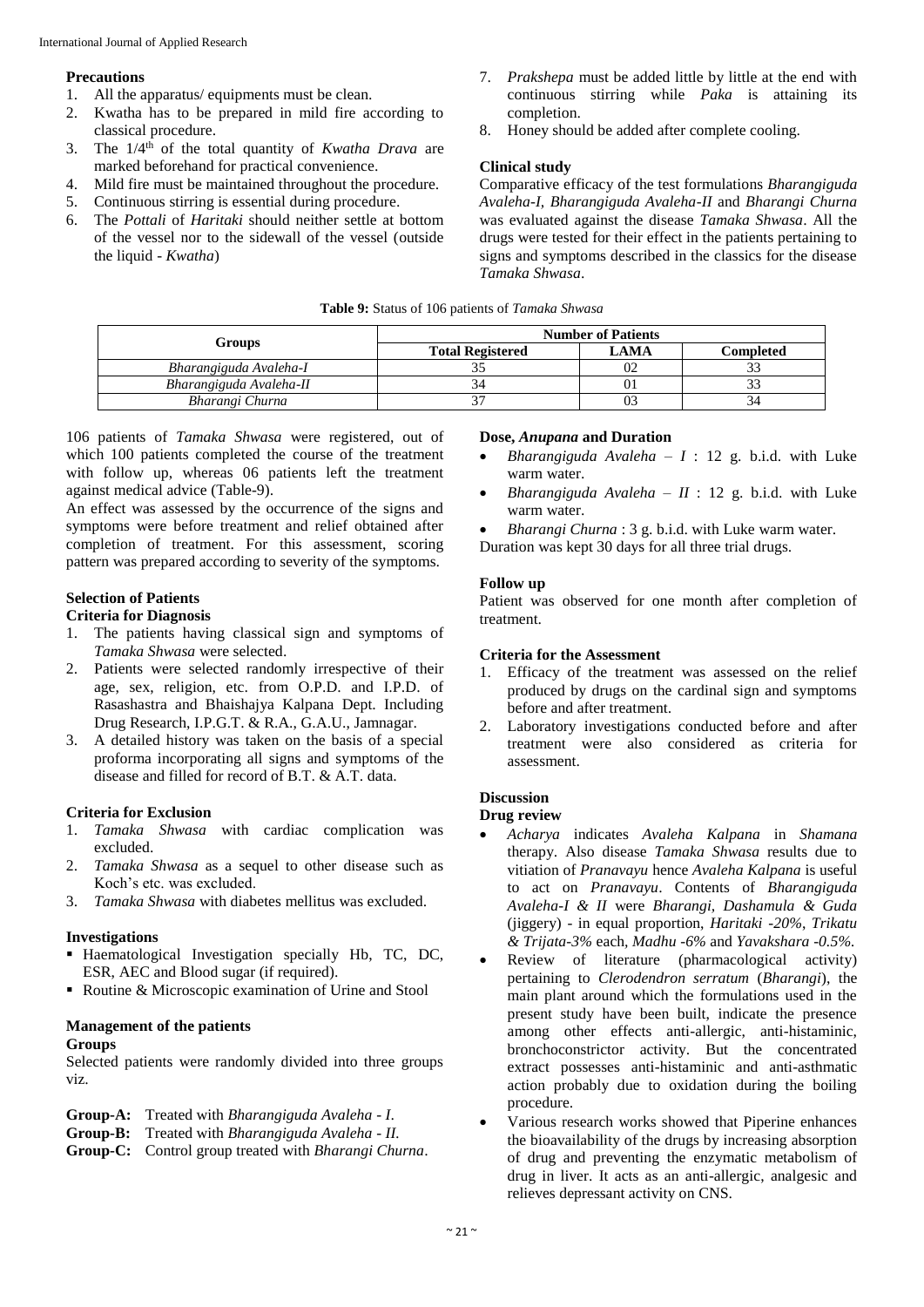### Precautions

1. All the apparatus/ equipments must be clean.
2. Kwatha has to be prepared in mild fire according to classical procedure.
3. The 1/4th of the total quantity of *Kwatha Drava* are marked beforehand for practical convenience.
4. Mild fire must be maintained throughout the procedure.
5. Continuous stirring is essential during procedure.
6. The *Pottali* of *Haritaki* should neither settle at bottom of the vessel nor to the sidewall of the vessel (outside the liquid - *Kwatha*)
7. *Prakshepa* must be added little by little at the end with continuous stirring while *Paka* is attaining its completion.
8. Honey should be added after complete cooling.

### Clinical study

Comparative efficacy of the test formulations *Bharangiguda Avaleha-I*, *Bharangiguda Avaleha-II* and *Bharangi Churna* was evaluated against the disease *Tamaka Shwasa*. All the drugs were tested for their effect in the patients pertaining to signs and symptoms described in the classics for the disease *Tamaka Shwasa*.

**Table 9:** Status of 106 patients of *Tamaka Shwasa*

| Groups | Number of Patients | | |
|---|---|---|---|
| | Total Registered | LAMA | Completed |
| *Bharangiguda Avaleha-I* | 35 | 02 | 33 |
| *Bharangiguda Avaleha-II* | 34 | 01 | 33 |
| *Bharangi Churna* | 37 | 03 | 34 |

106 patients of *Tamaka Shwasa* were registered, out of which 100 patients completed the course of the treatment with follow up, whereas 06 patients left the treatment against medical advice (Table-9).

An effect was assessed by the occurrence of the signs and symptoms were before treatment and relief obtained after completion of treatment. For this assessment, scoring pattern was prepared according to severity of the symptoms.

### Selection of Patients

#### Criteria for Diagnosis

1. The patients having classical sign and symptoms of *Tamaka Shwasa* were selected.
2. Patients were selected randomly irrespective of their age, sex, religion, etc. from O.P.D. and I.P.D. of Rasashastra and Bhaishajya Kalpana Dept. Including Drug Research, I.P.G.T. & R.A., G.A.U., Jamnagar.
3. A detailed history was taken on the basis of a special proforma incorporating all signs and symptoms of the disease and filled for record of B.T. & A.T. data.

#### Criteria for Exclusion

1. *Tamaka Shwasa* with cardiac complication was excluded.
2. *Tamaka Shwasa* as a sequel to other disease such as Koch's etc. was excluded.
3. *Tamaka Shwasa* with diabetes mellitus was excluded.

### Investigations

- Haematological Investigation specially Hb, TC, DC, ESR, AEC and Blood sugar (if required).
- Routine & Microscopic examination of Urine and Stool

### Management of the patients

#### Groups

Selected patients were randomly divided into three groups viz.

**Group-A:** Treated with *Bharangiguda Avaleha - I*.
**Group-B:** Treated with *Bharangiguda Avaleha - II*.
**Group-C:** Control group treated with *Bharangi Churna*.

### Dose, *Anupana* and Duration

- *Bharangiguda Avaleha – I* : 12 g. b.i.d. with Luke warm water.
- *Bharangiguda Avaleha – II* : 12 g. b.i.d. with Luke warm water.
- *Bharangi Churna* : 3 g. b.i.d. with Luke warm water.

Duration was kept 30 days for all three trial drugs.

### Follow up

Patient was observed for one month after completion of treatment.

### Criteria for the Assessment

1. Efficacy of the treatment was assessed on the relief produced by drugs on the cardinal sign and symptoms before and after treatment.
2. Laboratory investigations conducted before and after treatment were also considered as criteria for assessment.

## Discussion

### Drug review

- *Acharya* indicates *Avaleha Kalpana* in *Shamana* therapy. Also disease *Tamaka Shwasa* results due to vitiation of *Pranavayu* hence *Avaleha Kalpana* is useful to act on *Pranavayu*. Contents of *Bharangiguda Avaleha-I & II* were *Bharangi*, *Dashamula & Guda* (jiggery) - in equal proportion, *Haritaki -20%*, *Trikatu & Trijata-3%* each, *Madhu -6%* and *Yavakshara -0.5%.*
- Review of literature (pharmacological activity) pertaining to *Clerodendron serratum* (*Bharangi*), the main plant around which the formulations used in the present study have been built, indicate the presence among other effects anti-allergic, anti-histaminic, bronchoconstrictor activity. But the concentrated extract possesses anti-histaminic and anti-asthmatic action probably due to oxidation during the boiling procedure.
- Various research works showed that Piperine enhances the bioavailability of the drugs by increasing absorption of drug and preventing the enzymatic metabolism of drug in liver. It acts as an anti-allergic, analgesic and relieves depressant activity on CNS.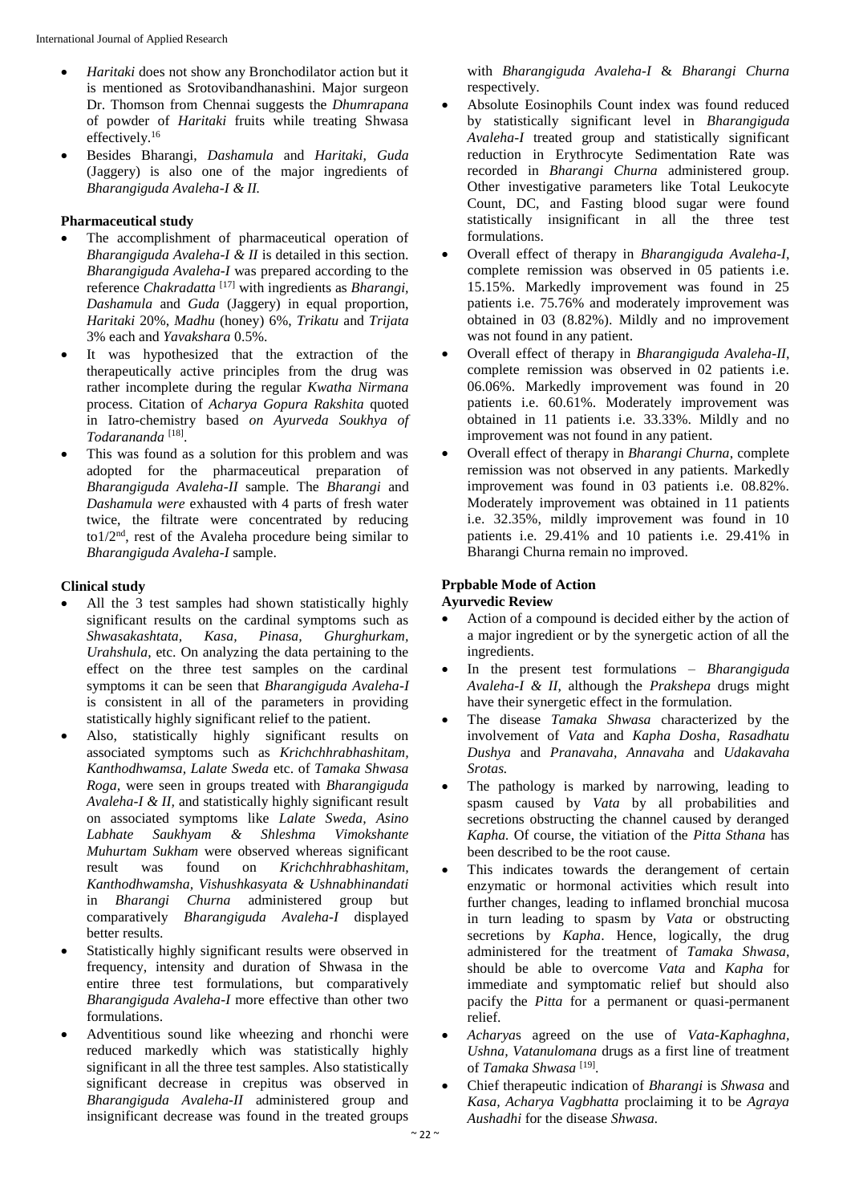- *Haritaki* does not show any Bronchodilator action but it is mentioned as Srotovibandhanashini. Major surgeon Dr. Thomson from Chennai suggests the *Dhumrapana* of powder of *Haritaki* fruits while treating Shwasa effectively.[16]
- Besides Bharangi, *Dashamula* and *Haritaki*, *Guda* (Jaggery) is also one of the major ingredients of *Bharangiguda Avaleha-I & II.*

### Pharmaceutical study

- The accomplishment of pharmaceutical operation of *Bharangiguda Avaleha-I & II* is detailed in this section. *Bharangiguda Avaleha-I* was prepared according to the reference *Chakradatta* [17] with ingredients as *Bharangi*, *Dashamula* and *Guda* (Jaggery) in equal proportion, *Haritaki* 20%, *Madhu* (honey) 6%, *Trikatu* and *Trijata* 3% each and *Yavakshara* 0.5%.
- It was hypothesized that the extraction of the therapeutically active principles from the drug was rather incomplete during the regular *Kwatha Nirmana* process. Citation of *Acharya Gopura Rakshita* quoted in Iatro-chemistry based *on Ayurveda Soukhya of Todarananda* [18].
- This was found as a solution for this problem and was adopted for the pharmaceutical preparation of *Bharangiguda Avaleha-II* sample. The *Bharangi* and *Dashamula were* exhausted with 4 parts of fresh water twice, the filtrate were concentrated by reducing to1/2nd, rest of the Avaleha procedure being similar to *Bharangiguda Avaleha-I* sample.

### Clinical study

- All the 3 test samples had shown statistically highly significant results on the cardinal symptoms such as *Shwasakashtata, Kasa, Pinasa, Ghurghurkam, Urahshula*, etc. On analyzing the data pertaining to the effect on the three test samples on the cardinal symptoms it can be seen that *Bharangiguda Avaleha-I* is consistent in all of the parameters in providing statistically highly significant relief to the patient.
- Also, statistically highly significant results on associated symptoms such as *Krichchhrabhashitam, Kanthodhwamsa, Lalate Sweda* etc. of *Tamaka Shwasa Roga*, were seen in groups treated with *Bharangiguda Avaleha-I & II,* and statistically highly significant result on associated symptoms like *Lalate Sweda, Asino Labhate Saukhyam & Shleshma Vimokshante Muhurtam Sukham* were observed whereas significant result was found on *Krichchhrabhashitam, Kanthodhwamsha, Vishushkasyata & Ushnabhinandati* in *Bharangi Churna* administered group but comparatively *Bharangiguda Avaleha-I* displayed better results.
- Statistically highly significant results were observed in frequency, intensity and duration of Shwasa in the entire three test formulations, but comparatively *Bharangiguda Avaleha-I* more effective than other two formulations.
- Adventitious sound like wheezing and rhonchi were reduced markedly which was statistically highly significant in all the three test samples. Also statistically significant decrease in crepitus was observed in *Bharangiguda Avaleha-II* administered group and insignificant decrease was found in the treated groups with *Bharangiguda Avaleha-I* & *Bharangi Churna* respectively.
- Absolute Eosinophils Count index was found reduced by statistically significant level in *Bharangiguda Avaleha-I* treated group and statistically significant reduction in Erythrocyte Sedimentation Rate was recorded in *Bharangi Churna* administered group. Other investigative parameters like Total Leukocyte Count, DC, and Fasting blood sugar were found statistically insignificant in all the three test formulations.
- Overall effect of therapy in *Bharangiguda Avaleha-I*, complete remission was observed in 05 patients i.e. 15.15%. Markedly improvement was found in 25 patients i.e. 75.76% and moderately improvement was obtained in 03 (8.82%). Mildly and no improvement was not found in any patient.
- Overall effect of therapy in *Bharangiguda Avaleha-II*, complete remission was observed in 02 patients i.e. 06.06%. Markedly improvement was found in 20 patients i.e. 60.61%. Moderately improvement was obtained in 11 patients i.e. 33.33%. Mildly and no improvement was not found in any patient.
- Overall effect of therapy in *Bharangi Churna*, complete remission was not observed in any patients. Markedly improvement was found in 03 patients i.e. 08.82%. Moderately improvement was obtained in 11 patients i.e. 32.35%, mildly improvement was found in 10 patients i.e. 29.41% and 10 patients i.e. 29.41% in Bharangi Churna remain no improved.

### Prpbable Mode of Action

#### Ayurvedic Review

- Action of a compound is decided either by the action of a major ingredient or by the synergetic action of all the ingredients.
- In the present test formulations – *Bharangiguda Avaleha-I & II,* although the *Prakshepa* drugs might have their synergetic effect in the formulation.
- The disease *Tamaka Shwasa* characterized by the involvement of *Vata* and *Kapha Dosha*, *Rasadhatu Dushya* and *Pranavaha, Annavaha* and *Udakavaha Srotas.*
- The pathology is marked by narrowing, leading to spasm caused by *Vata* by all probabilities and secretions obstructing the channel caused by deranged *Kapha.* Of course, the vitiation of the *Pitta Sthana* has been described to be the root cause.
- This indicates towards the derangement of certain enzymatic or hormonal activities which result into further changes, leading to inflamed bronchial mucosa in turn leading to spasm by *Vata* or obstructing secretions by *Kapha*. Hence, logically, the drug administered for the treatment of *Tamaka Shwasa*, should be able to overcome *Vata* and *Kapha* for immediate and symptomatic relief but should also pacify the *Pitta* for a permanent or quasi-permanent relief.
- *Acharya*s agreed on the use of *Vata-Kaphaghna*, *Ushna*, *Vatanulomana* drugs as a first line of treatment of *Tamaka Shwasa* [19].
- Chief therapeutic indication of *Bharangi* is *Shwasa* and *Kasa*, *Acharya Vagbhatta* proclaiming it to be *Agraya Aushadhi* for the disease *Shwasa.*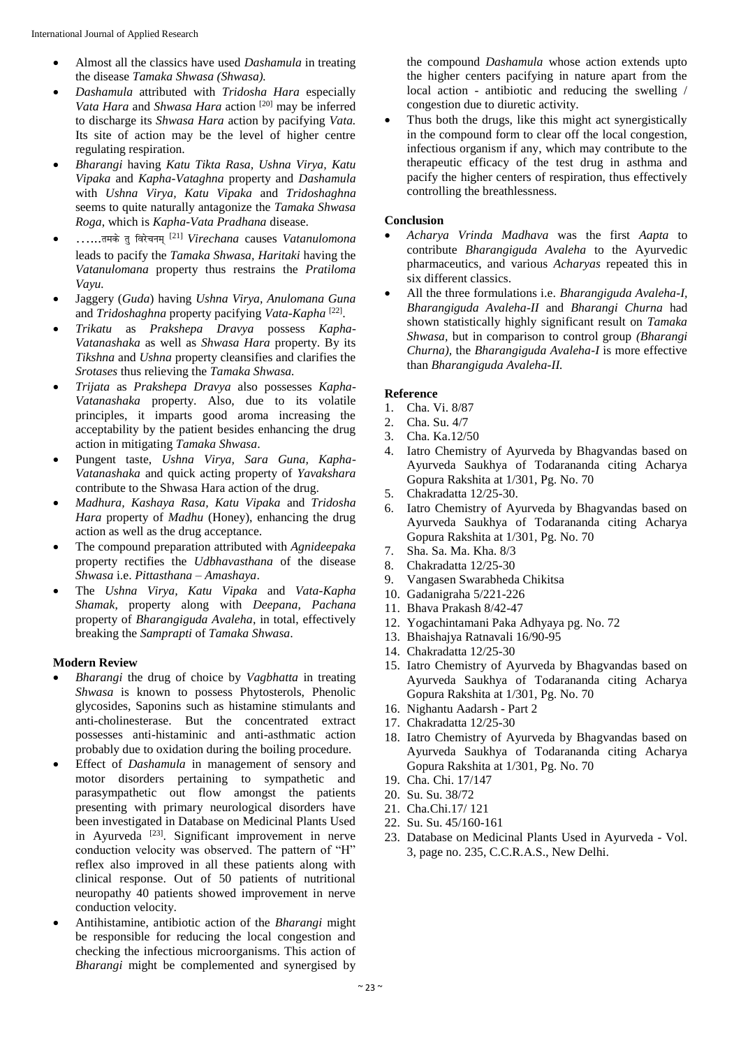- Almost all the classics have used *Dashamula* in treating the disease *Tamaka Shwasa (Shwasa).*
- *Dashamula* attributed with *Tridosha Hara* especially *Vata Hara* and *Shwasa Hara* action [20] may be inferred to discharge its *Shwasa Hara* action by pacifying *Vata.* Its site of action may be the level of higher centre regulating respiration.
- *Bharangi* having *Katu Tikta Rasa, Ushna Virya, Katu Vipaka* and *Kapha-Vataghna* property and *Dashamula* with *Ushna Virya, Katu Vipaka* and *Tridoshaghna* seems to quite naturally antagonize the *Tamaka Shwasa Roga*, which is *Kapha-Vata Pradhana* disease.
- …...तमके तु विरेचनम् [21] *Virechana* causes *Vatanulomona* leads to pacify the *Tamaka Shwasa, Haritaki* having the *Vatanulomana* property thus restrains the *Pratiloma Vayu.*
- Jaggery (*Guda*) having *Ushna Virya, Anulomana Guna* and *Tridoshaghna* property pacifying *Vata-Kapha* [22].
- *Trikatu* as *Prakshepa Dravya* possess *Kapha-Vatanashaka* as well as *Shwasa Hara* property. By its *Tikshna* and *Ushna* property cleansifies and clarifies the *Srotases* thus relieving the *Tamaka Shwasa.*
- *Trijata* as *Prakshepa Dravya* also possesses *Kapha-Vatanashaka* property. Also, due to its volatile principles, it imparts good aroma increasing the acceptability by the patient besides enhancing the drug action in mitigating *Tamaka Shwasa*.
- Pungent taste, *Ushna Virya, Sara Guna, Kapha-Vatanashaka* and quick acting property of *Yavakshara* contribute to the Shwasa Hara action of the drug.
- *Madhura, Kashaya Rasa, Katu Vipaka* and *Tridosha Hara* property of *Madhu* (Honey), enhancing the drug action as well as the drug acceptance.
- The compound preparation attributed with *Agnideepaka* property rectifies the *Udbhavasthana* of the disease *Shwasa* i.e. *Pittasthana – Amashaya*.
- The *Ushna Virya, Katu Vipaka* and *Vata-Kapha Shamak,* property along with *Deepana, Pachana* property of *Bharangiguda Avaleha*, in total, effectively breaking the *Samprapti* of *Tamaka Shwasa*.

## Modern Review

- *Bharangi* the drug of choice by *Vagbhatta* in treating *Shwasa* is known to possess Phytosterols, Phenolic glycosides, Saponins such as histamine stimulants and anti-cholinesterase. But the concentrated extract possesses anti-histaminic and anti-asthmatic action probably due to oxidation during the boiling procedure.
- Effect of *Dashamula* in management of sensory and motor disorders pertaining to sympathetic and parasympathetic out flow amongst the patients presenting with primary neurological disorders have been investigated in Database on Medicinal Plants Used in Ayurveda [23]. Significant improvement in nerve conduction velocity was observed. The pattern of "H" reflex also improved in all these patients along with clinical response. Out of 50 patients of nutritional neuropathy 40 patients showed improvement in nerve conduction velocity.
- Antihistamine, antibiotic action of the *Bharangi* might be responsible for reducing the local congestion and checking the infectious microorganisms. This action of *Bharangi* might be complemented and synergised by the compound *Dashamula* whose action extends upto the higher centers pacifying in nature apart from the local action - antibiotic and reducing the swelling / congestion due to diuretic activity.
- Thus both the drugs, like this might act synergistically in the compound form to clear off the local congestion, infectious organism if any, which may contribute to the therapeutic efficacy of the test drug in asthma and pacify the higher centers of respiration, thus effectively controlling the breathlessness.

## Conclusion

- *Acharya Vrinda Madhava* was the first *Aapta* to contribute *Bharangiguda Avaleha* to the Ayurvedic pharmaceutics, and various *Acharyas* repeated this in six different classics.
- All the three formulations i.e. *Bharangiguda Avaleha-I, Bharangiguda Avaleha-II* and *Bharangi Churna* had shown statistically highly significant result on *Tamaka Shwasa,* but in comparison to control group *(Bharangi Churna),* the *Bharangiguda Avaleha-I* is more effective than *Bharangiguda Avaleha-II.*

## Reference

1. Cha. Vi. 8/87
2. Cha. Su. 4/7
3. Cha. Ka.12/50
4. Iatro Chemistry of Ayurveda by Bhagvandas based on Ayurveda Saukhya of Todarananda citing Acharya Gopura Rakshita at 1/301, Pg. No. 70
5. Chakradatta 12/25-30.
6. Iatro Chemistry of Ayurveda by Bhagvandas based on Ayurveda Saukhya of Todarananda citing Acharya Gopura Rakshita at 1/301, Pg. No. 70
7. Sha. Sa. Ma. Kha. 8/3
8. Chakradatta 12/25-30
9. Vangasen Swarabheda Chikitsa
10. Gadanigraha 5/221-226
11. Bhava Prakash 8/42-47
12. Yogachintamani Paka Adhyaya pg. No. 72
13. Bhaishajya Ratnavali 16/90-95
14. Chakradatta 12/25-30
15. Iatro Chemistry of Ayurveda by Bhagvandas based on Ayurveda Saukhya of Todarananda citing Acharya Gopura Rakshita at 1/301, Pg. No. 70
16. Nighantu Aadarsh - Part 2
17. Chakradatta 12/25-30
18. Iatro Chemistry of Ayurveda by Bhagvandas based on Ayurveda Saukhya of Todarananda citing Acharya Gopura Rakshita at 1/301, Pg. No. 70
19. Cha. Chi. 17/147
20. Su. Su. 38/72
21. Cha.Chi.17/ 121
22. Su. Su. 45/160-161
23. Database on Medicinal Plants Used in Ayurveda - Vol. 3, page no. 235, C.C.R.A.S., New Delhi.